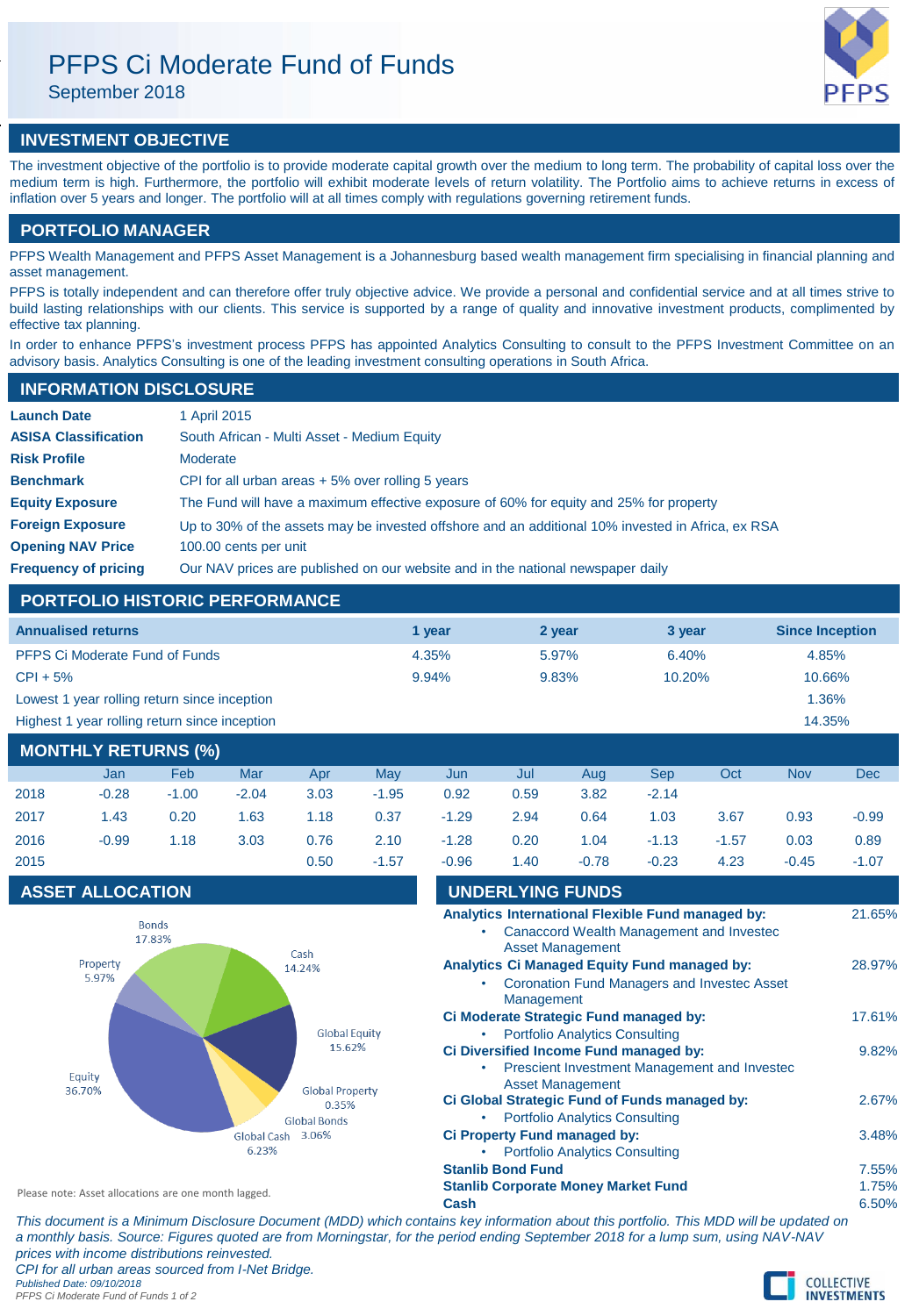# PFPS Ci Moderate Fund of Funds

September 2018

## INVESTMENT OBJECTIVE

The investment objective of the portfolio is to provide moderate capital growth over the medium to long term. The probability of capital loss over the medium term is high. Furthermore, the portfolio will exhibit moderate levels of return volatility. The Portfolio aims to achieve returns in excess of inflation over 5 years and longer. The portfolio will at all times comply with regulations governing retirement funds.

## PORTFOLIO MANAGER

PFPS Wealth Management and PFPS Asset Management is a Johannesburg based wealth management firm specialising in financial planning and asset management.

PFPS is totally independent and can therefore offer truly objective advice. We provide a personal and confidential service and at all times strive to build lasting relationships with our clients. This service is supported by a range of quality and innovative investment products, complimented by effective tax planning.

In order to enhance PFPS's investment process PFPS has appointed Analytics Consulting to consult to the PFPS Investment Committee on an advisory basis. Analytics Consulting is one of the leading investment consulting operations in South Africa.

## INFORMATION DISCLOSURE

| | |
|---|---|
| **Launch Date** | 1 April 2015 |
| **ASISA Classification** | South African - Multi Asset - Medium Equity |
| **Risk Profile** | Moderate |
| **Benchmark** | CPI for all urban areas + 5% over rolling 5 years |
| **Equity Exposure** | The Fund will have a maximum effective exposure of 60% for equity and 25% for property |
| **Foreign Exposure** | Up to 30% of the assets may be invested offshore and an additional 10% invested in Africa, ex RSA |
| **Opening NAV Price** | 100.00 cents per unit |
| **Frequency of pricing** | Our NAV prices are published on our website and in the national newspaper daily |

## PORTFOLIO HISTORIC PERFORMANCE

| Annualised returns | 1 year | 2 year | 3 year | Since Inception |
|---|---|---|---|---|
| PFPS Ci Moderate Fund of Funds | 4.35% | 5.97% | 6.40% | 4.85% |
| CPI + 5% | 9.94% | 9.83% | 10.20% | 10.66% |
| Lowest 1 year rolling return since inception | | | | 1.36% |
| Highest 1 year rolling return since inception | | | | 14.35% |

## MONTHLY RETURNS (%)

| | Jan | Feb | Mar | Apr | May | Jun | Jul | Aug | Sep | Oct | Nov | Dec |
|---|---|---|---|---|---|---|---|---|---|---|---|---|
| 2018 | -0.28 | -1.00 | -2.04 | 3.03 | -1.95 | 0.92 | 0.59 | 3.82 | -2.14 | | | |
| 2017 | 1.43 | 0.20 | 1.63 | 1.18 | 0.37 | -1.29 | 2.94 | 0.64 | 1.03 | 3.67 | 0.93 | -0.99 |
| 2016 | -0.99 | 1.18 | 3.03 | 0.76 | 2.10 | -1.28 | 0.20 | 1.04 | -1.13 | -1.57 | 0.03 | 0.89 |
| 2015 | | | | 0.50 | -1.57 | -0.96 | 1.40 | -0.78 | -0.23 | 4.23 | -0.45 | -1.07 |

## ASSET ALLOCATION

| Asset | Allocation |
|---|---|
| Equity | 36.70% |
| Bonds | 17.83% |
| Global Equity | 15.62% |
| Cash | 14.24% |
| Global Cash | 6.23% |
| Property | 5.97% |
| Global Bonds | 3.06% |
| Global Property | 0.35% |

Please note: Asset allocations are one month lagged.

## UNDERLYING FUNDS

| Fund | Weight |
|---|---|
| **Analytics International Flexible Fund managed by:** <br> • Canaccord Wealth Management and Investec Asset Management | 21.65% |
| **Analytics Ci Managed Equity Fund managed by:** <br> • Coronation Fund Managers and Investec Asset Management | 28.97% |
| **Ci Moderate Strategic Fund managed by:** <br> • Portfolio Analytics Consulting | 17.61% |
| **Ci Diversified Income Fund managed by:** <br> • Prescient Investment Management and Investec Asset Management | 9.82% |
| **Ci Global Strategic Fund of Funds managed by:** <br> • Portfolio Analytics Consulting | 2.67% |
| **Ci Property Fund managed by:** <br> • Portfolio Analytics Consulting | 3.48% |
| **Stanlib Bond Fund** | 7.55% |
| **Stanlib Corporate Money Market Fund** | 1.75% |
| **Cash** | 6.50% |

*This document is a Minimum Disclosure Document (MDD) which contains key information about this portfolio. This MDD will be updated on a monthly basis. Source: Figures quoted are from Morningstar, for the period ending September 2018 for a lump sum, using NAV-NAV prices with income distributions reinvested.*

*CPI for all urban areas sourced from I-Net Bridge.*

*Published Date: 09/10/2018*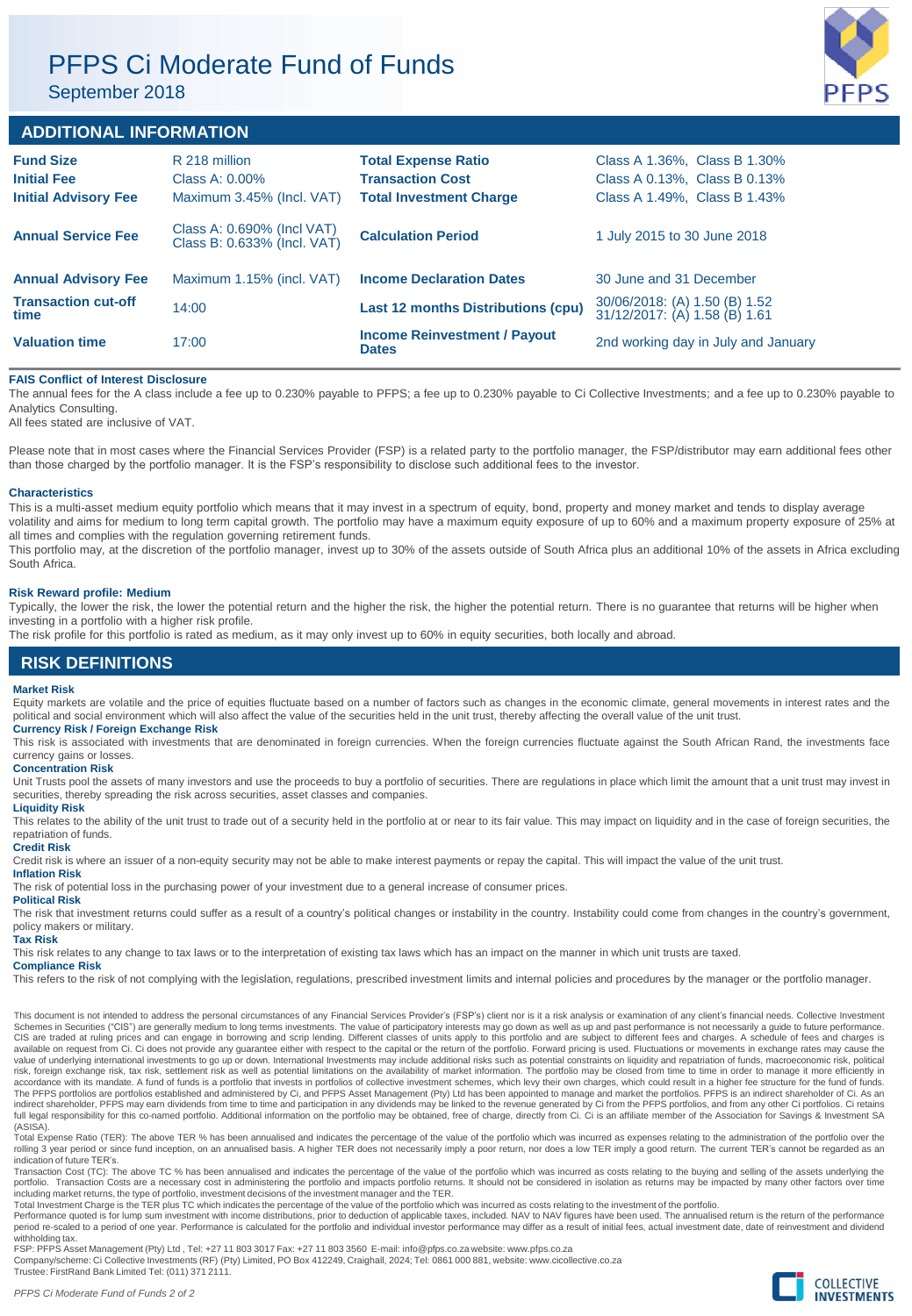# PFPS Ci Moderate Fund of Funds

September 2018

## ADDITIONAL INFORMATION

| | | | |
|---|---|---|---|
| **Fund Size** | R 218 million | **Total Expense Ratio** | Class A 1.36%, Class B 1.30% |
| **Initial Fee** | Class A: 0.00% | **Transaction Cost** | Class A 0.13%, Class B 0.13% |
| **Initial Advisory Fee** | Maximum 3.45% (Incl. VAT) | **Total Investment Charge** | Class A 1.49%, Class B 1.43% |
| **Annual Service Fee** | Class A: 0.690% (Incl VAT) Class B: 0.633% (Incl. VAT) | **Calculation Period** | 1 July 2015 to 30 June 2018 |
| **Annual Advisory Fee** | Maximum 1.15% (incl. VAT) | **Income Declaration Dates** | 30 June and 31 December |
| **Transaction cut-off time** | 14:00 | **Last 12 months Distributions (cpu)** | 30/06/2018: (A) 1.50 (B) 1.52 31/12/2017: (A) 1.58 (B) 1.61 |
| **Valuation time** | 17:00 | **Income Reinvestment / Payout Dates** | 2nd working day in July and January |

**FAIS Conflict of Interest Disclosure**

The annual fees for the A class include a fee up to 0.230% payable to PFPS; a fee up to 0.230% payable to Ci Collective Investments; and a fee up to 0.230% payable to Analytics Consulting.
All fees stated are inclusive of VAT.

Please note that in most cases where the Financial Services Provider (FSP) is a related party to the portfolio manager, the FSP/distributor may earn additional fees other than those charged by the portfolio manager. It is the FSP's responsibility to disclose such additional fees to the investor.

**Characteristics**

This is a multi-asset medium equity portfolio which means that it may invest in a spectrum of equity, bond, property and money market and tends to display average volatility and aims for medium to long term capital growth. The portfolio may have a maximum equity exposure of up to 60% and a maximum property exposure of 25% at all times and complies with the regulation governing retirement funds.
This portfolio may, at the discretion of the portfolio manager, invest up to 30% of the assets outside of South Africa plus an additional 10% of the assets in Africa excluding South Africa.

**Risk Reward profile: Medium**

Typically, the lower the risk, the lower the potential return and the higher the risk, the higher the potential return. There is no guarantee that returns will be higher when investing in a portfolio with a higher risk profile.
The risk profile for this portfolio is rated as medium, as it may only invest up to 60% in equity securities, both locally and abroad.

## RISK DEFINITIONS

**Market Risk**
Equity markets are volatile and the price of equities fluctuate based on a number of factors such as changes in the economic climate, general movements in interest rates and the political and social environment which will also affect the value of the securities held in the unit trust, thereby affecting the overall value of the unit trust.

**Currency Risk / Foreign Exchange Risk**
This risk is associated with investments that are denominated in foreign currencies. When the foreign currencies fluctuate against the South African Rand, the investments face currency gains or losses.

**Concentration Risk**
Unit Trusts pool the assets of many investors and use the proceeds to buy a portfolio of securities. There are regulations in place which limit the amount that a unit trust may invest in securities, thereby spreading the risk across securities, asset classes and companies.

**Liquidity Risk**
This relates to the ability of the unit trust to trade out of a security held in the portfolio at or near to its fair value. This may impact on liquidity and in the case of foreign securities, the repatriation of funds.

**Credit Risk**
Credit risk is where an issuer of a non-equity security may not be able to make interest payments or repay the capital. This will impact the value of the unit trust.

**Inflation Risk**
The risk of potential loss in the purchasing power of your investment due to a general increase of consumer prices.

**Political Risk**
The risk that investment returns could suffer as a result of a country's political changes or instability in the country. Instability could come from changes in the country's government, policy makers or military.

**Tax Risk**
This risk relates to any change to tax laws or to the interpretation of existing tax laws which has an impact on the manner in which unit trusts are taxed.

**Compliance Risk**
This refers to the risk of not complying with the legislation, regulations, prescribed investment limits and internal policies and procedures by the manager or the portfolio manager.

This document is not intended to address the personal circumstances of any Financial Services Provider's (FSP's) client nor is it a risk analysis or examination of any client's financial needs. Collective Investment Schemes in Securities ("CIS") are generally medium to long terms investments. The value of participatory interests may go down as well as up and past performance is not necessarily a guide to future performance. CIS are traded at ruling prices and can engage in borrowing and scrip lending. Different classes of units apply to this portfolio and are subject to different fees and charges. A schedule of fees and charges is available on request from Ci. Ci does not provide any guarantee either with respect to the capital or the return of the portfolio. Forward pricing is used. Fluctuations or movements in exchange rates may cause the value of underlying international investments to go up or down. International Investments may include additional risks such as potential constraints on liquidity and repatriation of funds, macroeconomic risk, political risk, foreign exchange risk, tax risk, settlement risk as well as potential limitations on the availability of market information. The portfolio may be closed from time to time in order to manage it more efficiently in accordance with its mandate. A fund of funds is a portfolio that invests in portfolios of collective investment schemes, which levy their own charges, which could result in a higher fee structure for the fund of funds. The PFPS portfolios are portfolios established and administered by Ci, and PFPS Asset Management (Pty) Ltd has been appointed to manage and market the portfolios. PFPS is an indirect shareholder of Ci. As an indirect shareholder, PFPS may earn dividends from time to time and participation in any dividends may be linked to the revenue generated by Ci from the PFPS portfolios, and from any other Ci portfolios. Ci retains full legal responsibility for this co-named portfolio. Additional information on the portfolio may be obtained, free of charge, directly from Ci. Ci is an affiliate member of the Association for Savings & Investment SA (ASISA).

Total Expense Ratio (TER): The above TER % has been annualised and indicates the percentage of the value of the portfolio which was incurred as expenses relating to the administration of the portfolio over the rolling 3 year period or since fund inception, on an annualised basis. A higher TER does not necessarily imply a poor return, nor does a low TER imply a good return. The current TER's cannot be regarded as an indication of future TER's.

Transaction Cost (TC): The above TC % has been annualised and indicates the percentage of the value of the portfolio which was incurred as costs relating to the buying and selling of the assets underlying the portfolio. Transaction Costs are a necessary cost in administering the portfolio and impacts portfolio returns. It should not be considered in isolation as returns may be impacted by many other factors over time including market returns, the type of portfolio, investment decisions of the investment manager and the TER.

Total Investment Charge is the TER plus TC which indicates the percentage of the value of the portfolio which was incurred as costs relating to the investment of the portfolio.

Performance quoted is for lump sum investment with income distributions, prior to deduction of applicable taxes, included. NAV to NAV figures have been used. The annualised return is the return of the performance period re-scaled to a period of one year. Performance is calculated for the portfolio and individual investor performance may differ as a result of initial fees, actual investment date, date of reinvestment and dividend withholding tax.

FSP: PFPS Asset Management (Pty) Ltd , Tel: +27 11 803 3017 Fax: +27 11 803 3560 E-mail: info@pfps.co.za website: www.pfps.co.za
Company/scheme: Ci Collective Investments (RF) (Pty) Limited, PO Box 412249, Craighall, 2024; Tel: 0861 000 881, website: www.cicollective.co.za
Trustee: FirstRand Bank Limited Tel: (011) 371 2111.